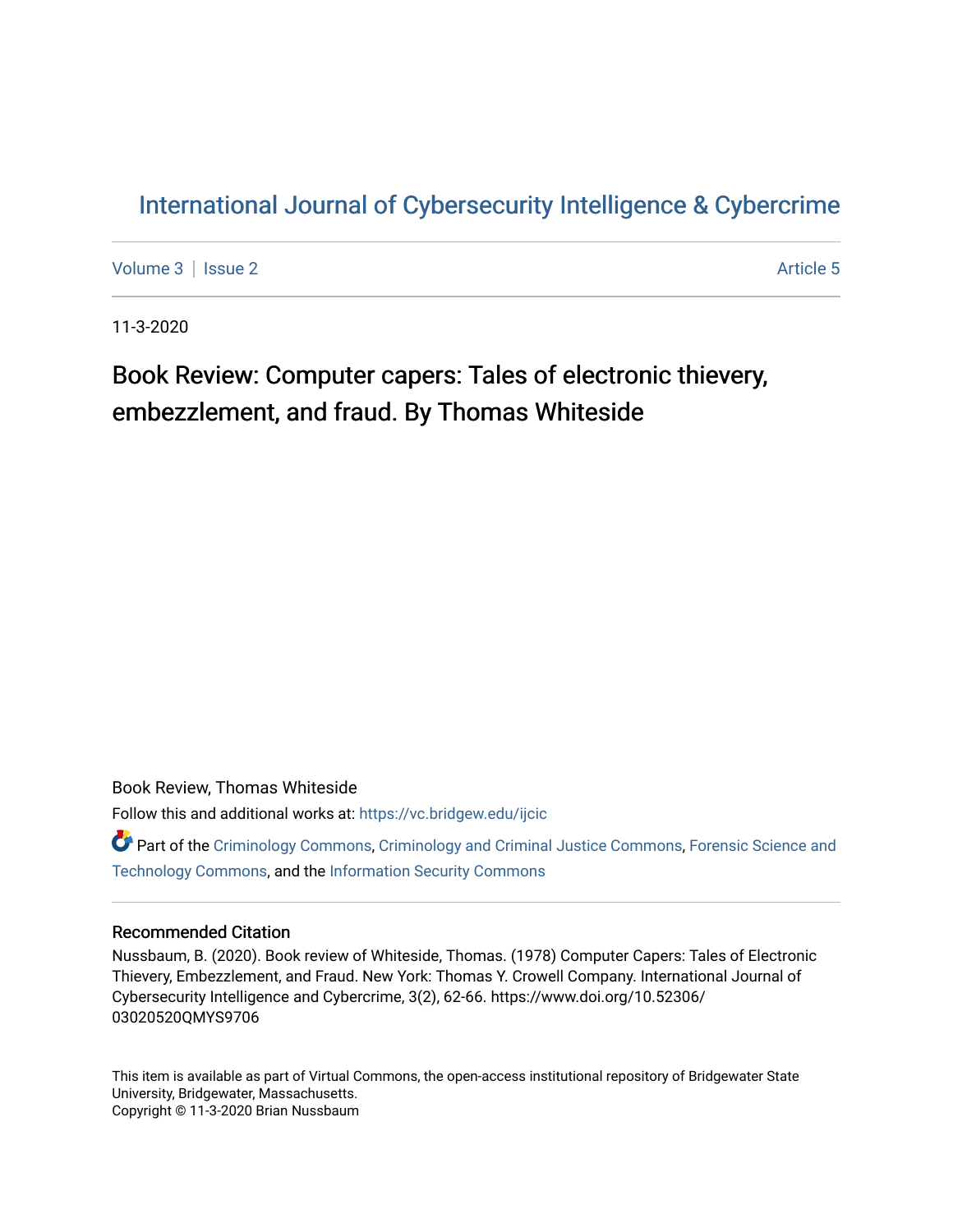# International Journal of Cybersecurity Intelligence & Cybercrime

Volume 3 | Issue 2 | Article 5

11-3-2020

## Book Review: Computer capers: Tales of electronic thievery, embezzlement, and fraud. By Thomas Whiteside

Book Review, Thomas Whiteside

Follow this and additional works at: https://vc.bridgew.edu/ijcic

Part of the Criminology Commons, Criminology and Criminal Justice Commons, Forensic Science and Technology Commons, and the Information Security Commons

### Recommended Citation

Nussbaum, B. (2020). Book review of Whiteside, Thomas. (1978) Computer Capers: Tales of Electronic Thievery, Embezzlement, and Fraud. New York: Thomas Y. Crowell Company. International Journal of Cybersecurity Intelligence and Cybercrime, 3(2), 62-66. https://www.doi.org/10.52306/03020520QMYS9706

This item is available as part of Virtual Commons, the open-access institutional repository of Bridgewater State University, Bridgewater, Massachusetts.
Copyright © 11-3-2020 Brian Nussbaum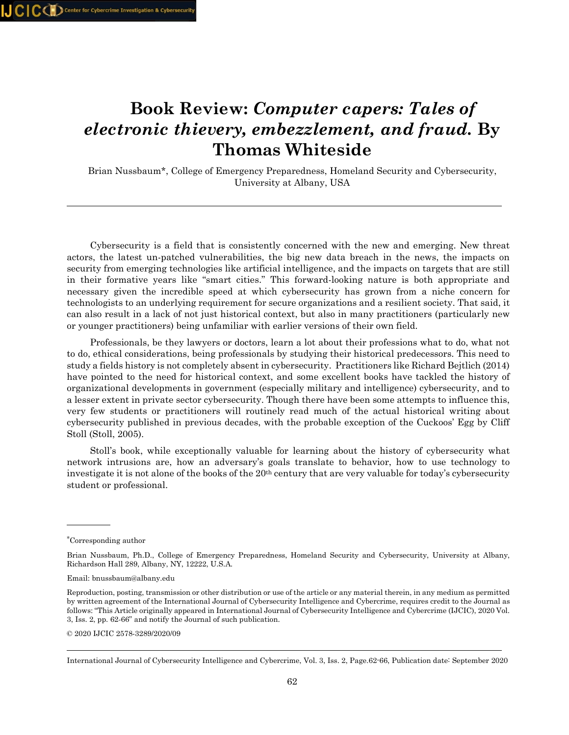# Book Review: *Computer capers: Tales of electronic thievery, embezzlement, and fraud.* By Thomas Whiteside

Brian Nussbaum*, College of Emergency Preparedness, Homeland Security and Cybersecurity, University at Albany, USA

---

Cybersecurity is a field that is consistently concerned with the new and emerging. New threat actors, the latest un-patched vulnerabilities, the big new data breach in the news, the impacts on security from emerging technologies like artificial intelligence, and the impacts on targets that are still in their formative years like "smart cities." This forward-looking nature is both appropriate and necessary given the incredible speed at which cybersecurity has grown from a niche concern for technologists to an underlying requirement for secure organizations and a resilient society. That said, it can also result in a lack of not just historical context, but also in many practitioners (particularly new or younger practitioners) being unfamiliar with earlier versions of their own field.

Professionals, be they lawyers or doctors, learn a lot about their professions what to do, what not to do, ethical considerations, being professionals by studying their historical predecessors. This need to study a fields history is not completely absent in cybersecurity. Practitioners like Richard Bejtlich (2014) have pointed to the need for historical context, and some excellent books have tackled the history of organizational developments in government (especially military and intelligence) cybersecurity, and to a lesser extent in private sector cybersecurity. Though there have been some attempts to influence this, very few students or practitioners will routinely read much of the actual historical writing about cybersecurity published in previous decades, with the probable exception of the Cuckoos' Egg by Cliff Stoll (Stoll, 2005).

Stoll's book, while exceptionally valuable for learning about the history of cybersecurity what network intrusions are, how an adversary's goals translate to behavior, how to use technology to investigate it is not alone of the books of the 20th century that are very valuable for today's cybersecurity student or professional.

---

*Corresponding author

Brian Nussbaum, Ph.D., College of Emergency Preparedness, Homeland Security and Cybersecurity, University at Albany, Richardson Hall 289, Albany, NY, 12222, U.S.A.

Email: bnussbaum@albany.edu

Reproduction, posting, transmission or other distribution or use of the article or any material therein, in any medium as permitted by written agreement of the International Journal of Cybersecurity Intelligence and Cybercrime, requires credit to the Journal as follows: "This Article originally appeared in International Journal of Cybersecurity Intelligence and Cybercrime (IJCIC), 2020 Vol. 3, Iss. 2, pp. 62-66" and notify the Journal of such publication.

© 2020 IJCIC 2578-3289/2020/09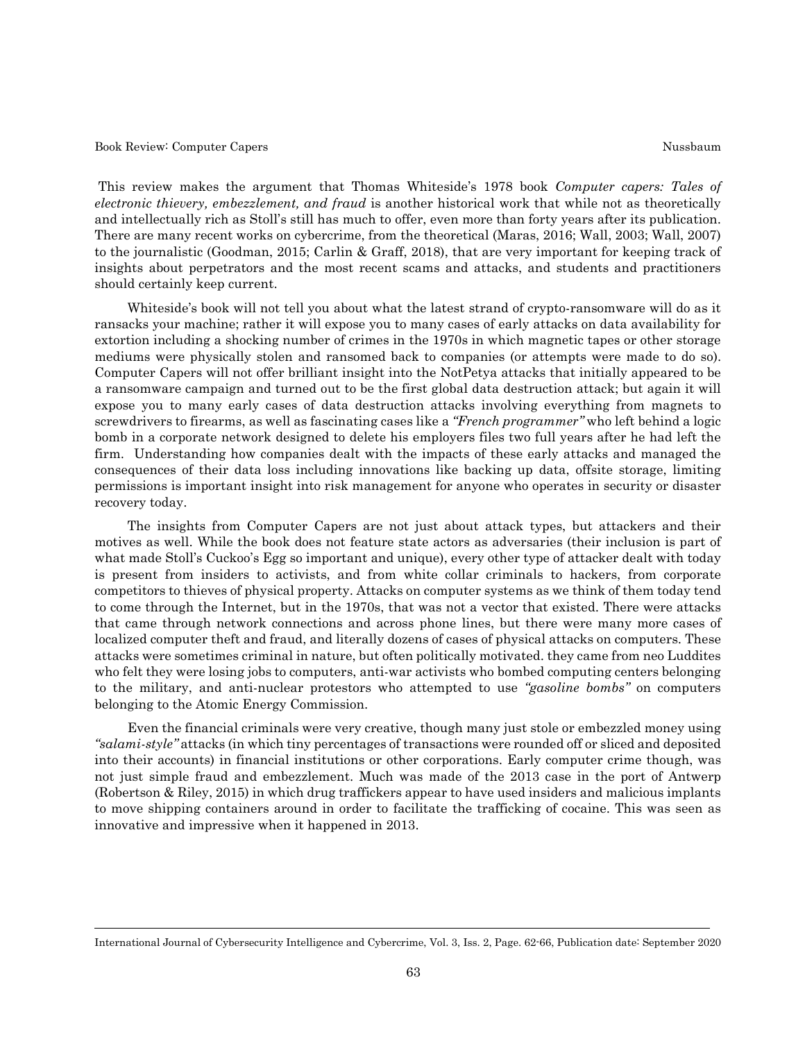This review makes the argument that Thomas Whiteside's 1978 book *Computer capers: Tales of electronic thievery, embezzlement, and fraud* is another historical work that while not as theoretically and intellectually rich as Stoll's still has much to offer, even more than forty years after its publication. There are many recent works on cybercrime, from the theoretical (Maras, 2016; Wall, 2003; Wall, 2007) to the journalistic (Goodman, 2015; Carlin & Graff, 2018), that are very important for keeping track of insights about perpetrators and the most recent scams and attacks, and students and practitioners should certainly keep current.

Whiteside's book will not tell you about what the latest strand of crypto-ransomware will do as it ransacks your machine; rather it will expose you to many cases of early attacks on data availability for extortion including a shocking number of crimes in the 1970s in which magnetic tapes or other storage mediums were physically stolen and ransomed back to companies (or attempts were made to do so). Computer Capers will not offer brilliant insight into the NotPetya attacks that initially appeared to be a ransomware campaign and turned out to be the first global data destruction attack; but again it will expose you to many early cases of data destruction attacks involving everything from magnets to screwdrivers to firearms, as well as fascinating cases like a *"French programmer"* who left behind a logic bomb in a corporate network designed to delete his employers files two full years after he had left the firm. Understanding how companies dealt with the impacts of these early attacks and managed the consequences of their data loss including innovations like backing up data, offsite storage, limiting permissions is important insight into risk management for anyone who operates in security or disaster recovery today.

The insights from Computer Capers are not just about attack types, but attackers and their motives as well. While the book does not feature state actors as adversaries (their inclusion is part of what made Stoll's Cuckoo's Egg so important and unique), every other type of attacker dealt with today is present from insiders to activists, and from white collar criminals to hackers, from corporate competitors to thieves of physical property. Attacks on computer systems as we think of them today tend to come through the Internet, but in the 1970s, that was not a vector that existed. There were attacks that came through network connections and across phone lines, but there were many more cases of localized computer theft and fraud, and literally dozens of cases of physical attacks on computers. These attacks were sometimes criminal in nature, but often politically motivated. they came from neo Luddites who felt they were losing jobs to computers, anti-war activists who bombed computing centers belonging to the military, and anti-nuclear protestors who attempted to use *"gasoline bombs"* on computers belonging to the Atomic Energy Commission.

Even the financial criminals were very creative, though many just stole or embezzled money using *"salami-style"* attacks (in which tiny percentages of transactions were rounded off or sliced and deposited into their accounts) in financial institutions or other corporations. Early computer crime though, was not just simple fraud and embezzlement. Much was made of the 2013 case in the port of Antwerp (Robertson & Riley, 2015) in which drug traffickers appear to have used insiders and malicious implants to move shipping containers around in order to facilitate the trafficking of cocaine. This was seen as innovative and impressive when it happened in 2013.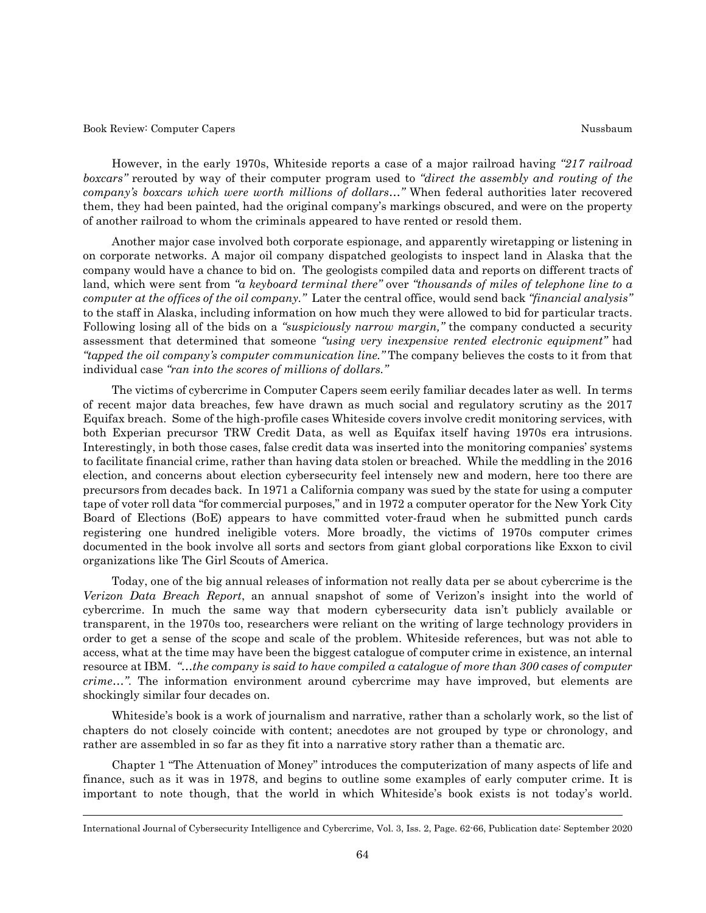However, in the early 1970s, Whiteside reports a case of a major railroad having *"217 railroad boxcars"* rerouted by way of their computer program used to *"direct the assembly and routing of the company's boxcars which were worth millions of dollars…"* When federal authorities later recovered them, they had been painted, had the original company's markings obscured, and were on the property of another railroad to whom the criminals appeared to have rented or resold them.

Another major case involved both corporate espionage, and apparently wiretapping or listening in on corporate networks. A major oil company dispatched geologists to inspect land in Alaska that the company would have a chance to bid on. The geologists compiled data and reports on different tracts of land, which were sent from *"a keyboard terminal there"* over *"thousands of miles of telephone line to a computer at the offices of the oil company."* Later the central office, would send back *"financial analysis"* to the staff in Alaska, including information on how much they were allowed to bid for particular tracts. Following losing all of the bids on a *"suspiciously narrow margin,"* the company conducted a security assessment that determined that someone *"using very inexpensive rented electronic equipment"* had *"tapped the oil company's computer communication line."* The company believes the costs to it from that individual case *"ran into the scores of millions of dollars."*

The victims of cybercrime in Computer Capers seem eerily familiar decades later as well. In terms of recent major data breaches, few have drawn as much social and regulatory scrutiny as the 2017 Equifax breach. Some of the high-profile cases Whiteside covers involve credit monitoring services, with both Experian precursor TRW Credit Data, as well as Equifax itself having 1970s era intrusions. Interestingly, in both those cases, false credit data was inserted into the monitoring companies' systems to facilitate financial crime, rather than having data stolen or breached. While the meddling in the 2016 election, and concerns about election cybersecurity feel intensely new and modern, here too there are precursors from decades back. In 1971 a California company was sued by the state for using a computer tape of voter roll data "for commercial purposes," and in 1972 a computer operator for the New York City Board of Elections (BoE) appears to have committed voter-fraud when he submitted punch cards registering one hundred ineligible voters. More broadly, the victims of 1970s computer crimes documented in the book involve all sorts and sectors from giant global corporations like Exxon to civil organizations like The Girl Scouts of America.

Today, one of the big annual releases of information not really data per se about cybercrime is the *Verizon Data Breach Report*, an annual snapshot of some of Verizon's insight into the world of cybercrime. In much the same way that modern cybersecurity data isn't publicly available or transparent, in the 1970s too, researchers were reliant on the writing of large technology providers in order to get a sense of the scope and scale of the problem. Whiteside references, but was not able to access, what at the time may have been the biggest catalogue of computer crime in existence, an internal resource at IBM. *"…the company is said to have compiled a catalogue of more than 300 cases of computer crime…"*. The information environment around cybercrime may have improved, but elements are shockingly similar four decades on.

Whiteside's book is a work of journalism and narrative, rather than a scholarly work, so the list of chapters do not closely coincide with content; anecdotes are not grouped by type or chronology, and rather are assembled in so far as they fit into a narrative story rather than a thematic arc.

Chapter 1 "The Attenuation of Money" introduces the computerization of many aspects of life and finance, such as it was in 1978, and begins to outline some examples of early computer crime. It is important to note though, that the world in which Whiteside's book exists is not today's world.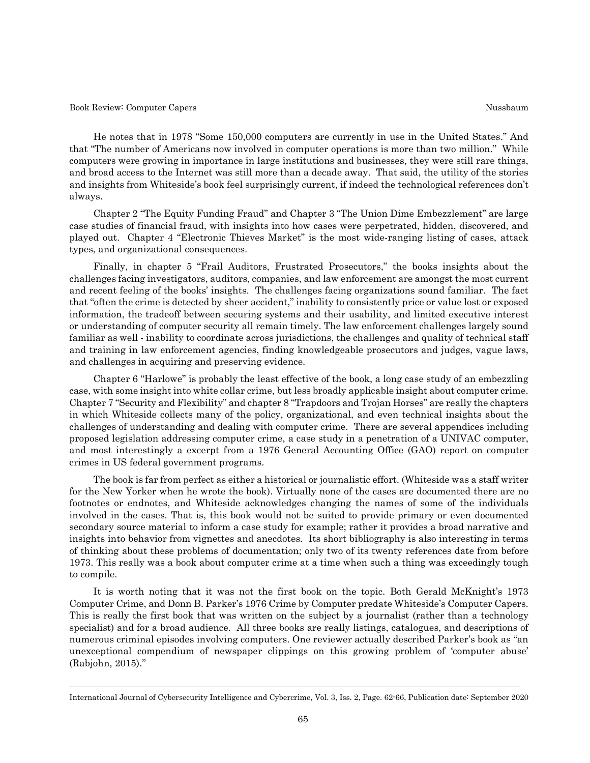He notes that in 1978 "Some 150,000 computers are currently in use in the United States." And that "The number of Americans now involved in computer operations is more than two million." While computers were growing in importance in large institutions and businesses, they were still rare things, and broad access to the Internet was still more than a decade away. That said, the utility of the stories and insights from Whiteside's book feel surprisingly current, if indeed the technological references don't always.

Chapter 2 "The Equity Funding Fraud" and Chapter 3 "The Union Dime Embezzlement" are large case studies of financial fraud, with insights into how cases were perpetrated, hidden, discovered, and played out. Chapter 4 "Electronic Thieves Market" is the most wide-ranging listing of cases, attack types, and organizational consequences.

Finally, in chapter 5 "Frail Auditors, Frustrated Prosecutors," the books insights about the challenges facing investigators, auditors, companies, and law enforcement are amongst the most current and recent feeling of the books' insights. The challenges facing organizations sound familiar. The fact that "often the crime is detected by sheer accident," inability to consistently price or value lost or exposed information, the tradeoff between securing systems and their usability, and limited executive interest or understanding of computer security all remain timely. The law enforcement challenges largely sound familiar as well - inability to coordinate across jurisdictions, the challenges and quality of technical staff and training in law enforcement agencies, finding knowledgeable prosecutors and judges, vague laws, and challenges in acquiring and preserving evidence.

Chapter 6 "Harlowe" is probably the least effective of the book, a long case study of an embezzling case, with some insight into white collar crime, but less broadly applicable insight about computer crime. Chapter 7 "Security and Flexibility" and chapter 8 "Trapdoors and Trojan Horses" are really the chapters in which Whiteside collects many of the policy, organizational, and even technical insights about the challenges of understanding and dealing with computer crime. There are several appendices including proposed legislation addressing computer crime, a case study in a penetration of a UNIVAC computer, and most interestingly a excerpt from a 1976 General Accounting Office (GAO) report on computer crimes in US federal government programs.

The book is far from perfect as either a historical or journalistic effort. (Whiteside was a staff writer for the New Yorker when he wrote the book). Virtually none of the cases are documented there are no footnotes or endnotes, and Whiteside acknowledges changing the names of some of the individuals involved in the cases. That is, this book would not be suited to provide primary or even documented secondary source material to inform a case study for example; rather it provides a broad narrative and insights into behavior from vignettes and anecdotes. Its short bibliography is also interesting in terms of thinking about these problems of documentation; only two of its twenty references date from before 1973. This really was a book about computer crime at a time when such a thing was exceedingly tough to compile.

It is worth noting that it was not the first book on the topic. Both Gerald McKnight's 1973 Computer Crime, and Donn B. Parker's 1976 Crime by Computer predate Whiteside's Computer Capers. This is really the first book that was written on the subject by a journalist (rather than a technology specialist) and for a broad audience. All three books are really listings, catalogues, and descriptions of numerous criminal episodes involving computers. One reviewer actually described Parker's book as "an unexceptional compendium of newspaper clippings on this growing problem of 'computer abuse' (Rabjohn, 2015)."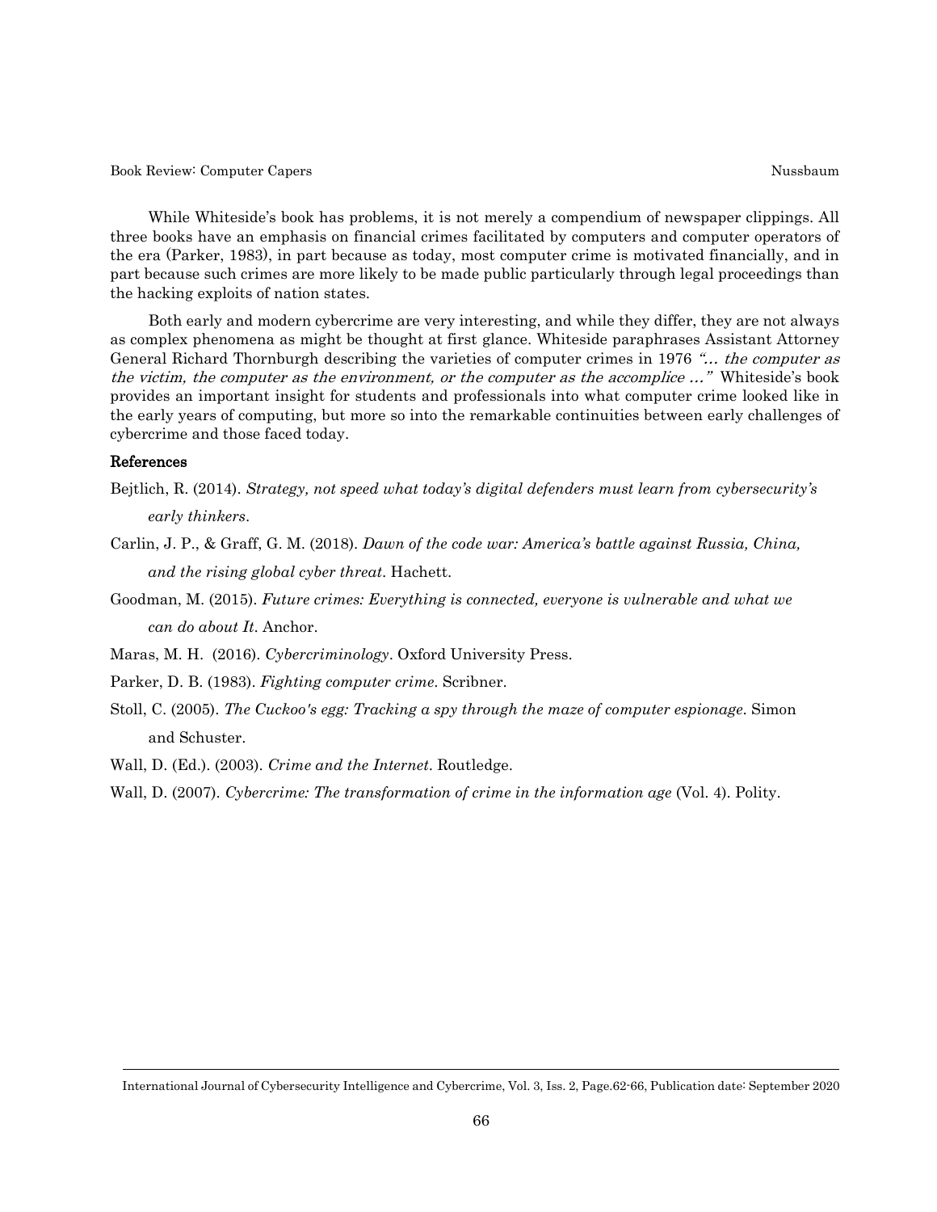While Whiteside's book has problems, it is not merely a compendium of newspaper clippings. All three books have an emphasis on financial crimes facilitated by computers and computer operators of the era (Parker, 1983), in part because as today, most computer crime is motivated financially, and in part because such crimes are more likely to be made public particularly through legal proceedings than the hacking exploits of nation states.

Both early and modern cybercrime are very interesting, and while they differ, they are not always as complex phenomena as might be thought at first glance. Whiteside paraphrases Assistant Attorney General Richard Thornburgh describing the varieties of computer crimes in 1976 *"… the computer as the victim, the computer as the environment, or the computer as the accomplice …"* Whiteside's book provides an important insight for students and professionals into what computer crime looked like in the early years of computing, but more so into the remarkable continuities between early challenges of cybercrime and those faced today.

**References**

Bejtlich, R. (2014). *Strategy, not speed what today's digital defenders must learn from cybersecurity's early thinkers*.

Carlin, J. P., & Graff, G. M. (2018). *Dawn of the code war: America's battle against Russia, China, and the rising global cyber threat*. Hachett.

Goodman, M. (2015). *Future crimes: Everything is connected, everyone is vulnerable and what we can do about It*. Anchor.

Maras, M. H. (2016). *Cybercriminology*. Oxford University Press.

Parker, D. B. (1983). *Fighting computer crime*. Scribner.

Stoll, C. (2005). *The Cuckoo's egg: Tracking a spy through the maze of computer espionage*. Simon and Schuster.

Wall, D. (Ed.). (2003). *Crime and the Internet*. Routledge.

Wall, D. (2007). *Cybercrime: The transformation of crime in the information age* (Vol. 4). Polity.